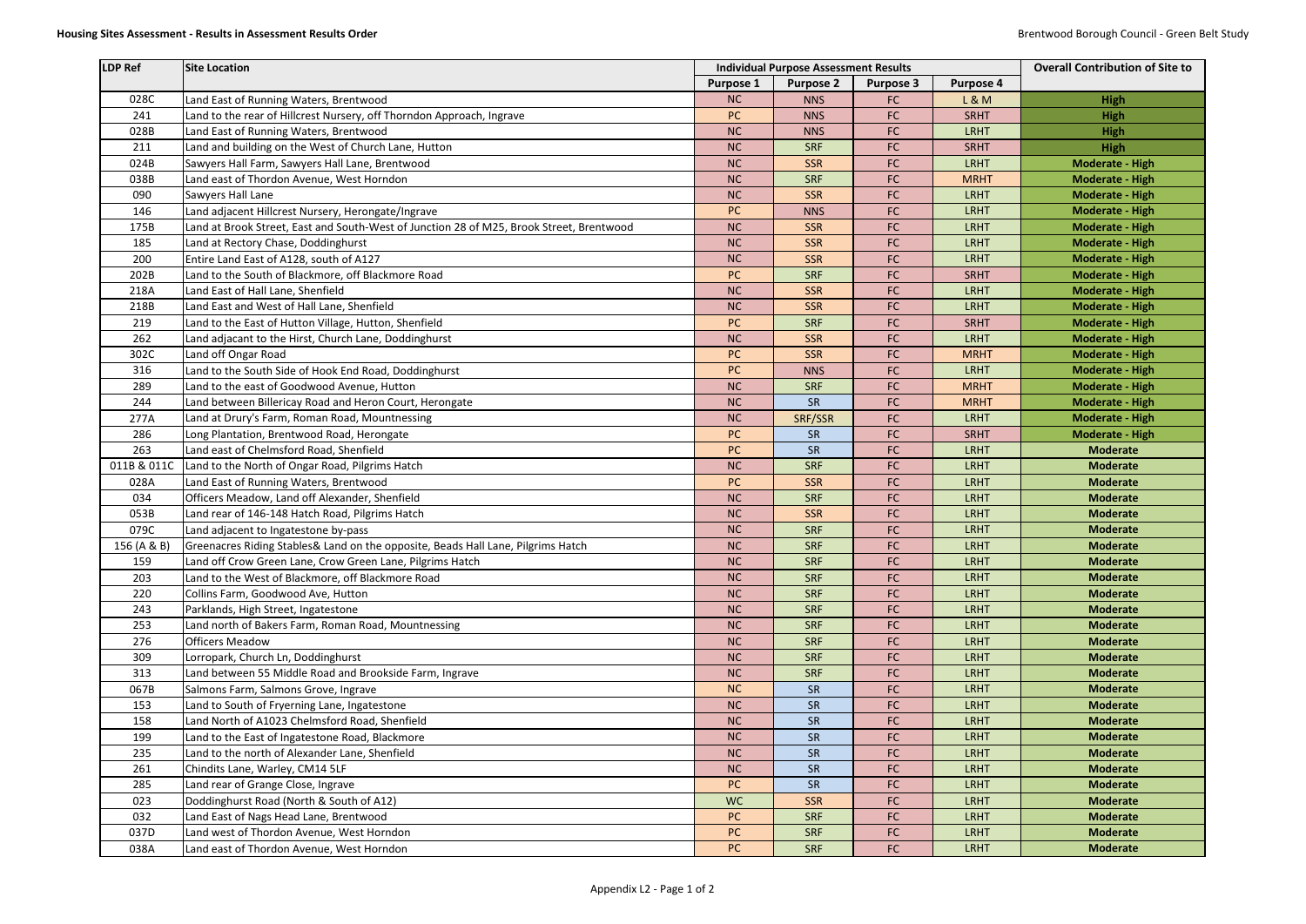# Housing Sites Assessment - Results in Assessment Results Order

| LDP Ref | Site Location | Individual Purpose Assessment Results | | | | Overall Contribution of Site to |
|---|---|---|---|---|---|---|
| | | Purpose 1 | Purpose 2 | Purpose 3 | Purpose 4 | |
| 028C | Land East of Running Waters, Brentwood | NC | NNS | FC | L & M | **High** |
| 241 | Land to the rear of Hillcrest Nursery, off Thorndon Approach, Ingrave | PC | NNS | FC | SRHT | **High** |
| 028B | Land East of Running Waters, Brentwood | NC | NNS | FC | LRHT | **High** |
| 211 | Land and building on the West of Church Lane, Hutton | NC | SRF | FC | SRHT | **High** |
| 024B | Sawyers Hall Farm, Sawyers Hall Lane, Brentwood | NC | SSR | FC | LRHT | **Moderate - High** |
| 038B | Land east of Thordon Avenue, West Horndon | NC | SRF | FC | MRHT | **Moderate - High** |
| 090 | Sawyers Hall Lane | NC | SSR | FC | LRHT | **Moderate - High** |
| 146 | Land adjacent Hillcrest Nursery, Herongate/Ingrave | PC | NNS | FC | LRHT | **Moderate - High** |
| 175B | Land at Brook Street, East and South-West of Junction 28 of M25, Brook Street, Brentwood | NC | SSR | FC | LRHT | **Moderate - High** |
| 185 | Land at Rectory Chase, Doddinghurst | NC | SSR | FC | LRHT | **Moderate - High** |
| 200 | Entire Land East of A128, south of A127 | NC | SSR | FC | LRHT | **Moderate - High** |
| 202B | Land to the South of Blackmore, off Blackmore Road | PC | SRF | FC | SRHT | **Moderate - High** |
| 218A | Land East of Hall Lane, Shenfield | NC | SSR | FC | LRHT | **Moderate - High** |
| 218B | Land East and West of Hall Lane, Shenfield | NC | SSR | FC | LRHT | **Moderate - High** |
| 219 | Land to the East of Hutton Village, Hutton, Shenfield | PC | SRF | FC | SRHT | **Moderate - High** |
| 262 | Land adjacant to the Hirst, Church Lane, Doddinghurst | NC | SSR | FC | LRHT | **Moderate - High** |
| 302C | Land off Ongar Road | PC | SSR | FC | MRHT | **Moderate - High** |
| 316 | Land to the South Side of Hook End Road, Doddinghurst | PC | NNS | FC | LRHT | **Moderate - High** |
| 289 | Land to the east of Goodwood Avenue, Hutton | NC | SRF | FC | MRHT | **Moderate - High** |
| 244 | Land between Billericay Road and Heron Court, Herongate | NC | SR | FC | MRHT | **Moderate - High** |
| 277A | Land at Drury's Farm, Roman Road, Mountnessing | NC | SRF/SSR | FC | LRHT | **Moderate - High** |
| 286 | Long Plantation, Brentwood Road, Herongate | PC | SR | FC | SRHT | **Moderate - High** |
| 263 | Land east of Chelmsford Road, Shenfield | PC | SR | FC | LRHT | **Moderate** |
| 011B & 011C | Land to the North of Ongar Road, Pilgrims Hatch | NC | SRF | FC | LRHT | **Moderate** |
| 028A | Land East of Running Waters, Brentwood | PC | SSR | FC | LRHT | **Moderate** |
| 034 | Officers Meadow, Land off Alexander, Shenfield | NC | SRF | FC | LRHT | **Moderate** |
| 053B | Land rear of 146-148 Hatch Road, Pilgrims Hatch | NC | SSR | FC | LRHT | **Moderate** |
| 079C | Land adjacent to Ingatestone by-pass | NC | SRF | FC | LRHT | **Moderate** |
| 156 (A & B) | Greenacres Riding Stables& Land on the opposite, Beads Hall Lane, Pilgrims Hatch | NC | SRF | FC | LRHT | **Moderate** |
| 159 | Land off Crow Green Lane, Crow Green Lane, Pilgrims Hatch | NC | SRF | FC | LRHT | **Moderate** |
| 203 | Land to the West of Blackmore, off Blackmore Road | NC | SRF | FC | LRHT | **Moderate** |
| 220 | Collins Farm, Goodwood Ave, Hutton | NC | SRF | FC | LRHT | **Moderate** |
| 243 | Parklands, High Street, Ingatestone | NC | SRF | FC | LRHT | **Moderate** |
| 253 | Land north of Bakers Farm, Roman Road, Mountnessing | NC | SRF | FC | LRHT | **Moderate** |
| 276 | Officers Meadow | NC | SRF | FC | LRHT | **Moderate** |
| 309 | Lorropark, Church Ln, Doddinghurst | NC | SRF | FC | LRHT | **Moderate** |
| 313 | Land between 55 Middle Road and Brookside Farm, Ingrave | NC | SRF | FC | LRHT | **Moderate** |
| 067B | Salmons Farm, Salmons Grove, Ingrave | NC | SR | FC | LRHT | **Moderate** |
| 153 | Land to South of Fryerning Lane, Ingatestone | NC | SR | FC | LRHT | **Moderate** |
| 158 | Land North of A1023 Chelmsford Road, Shenfield | NC | SR | FC | LRHT | **Moderate** |
| 199 | Land to the East of Ingatestone Road, Blackmore | NC | SR | FC | LRHT | **Moderate** |
| 235 | Land to the north of Alexander Lane, Shenfield | NC | SR | FC | LRHT | **Moderate** |
| 261 | Chindits Lane, Warley, CM14 5LF | NC | SR | FC | LRHT | **Moderate** |
| 285 | Land rear of Grange Close, Ingrave | PC | SR | FC | LRHT | **Moderate** |
| 023 | Doddinghurst Road (North & South of A12) | WC | SSR | FC | LRHT | **Moderate** |
| 032 | Land East of Nags Head Lane, Brentwood | PC | SRF | FC | LRHT | **Moderate** |
| 037D | Land west of Thordon Avenue, West Horndon | PC | SRF | FC | LRHT | **Moderate** |
| 038A | Land east of Thordon Avenue, West Horndon | PC | SRF | FC | LRHT | **Moderate** |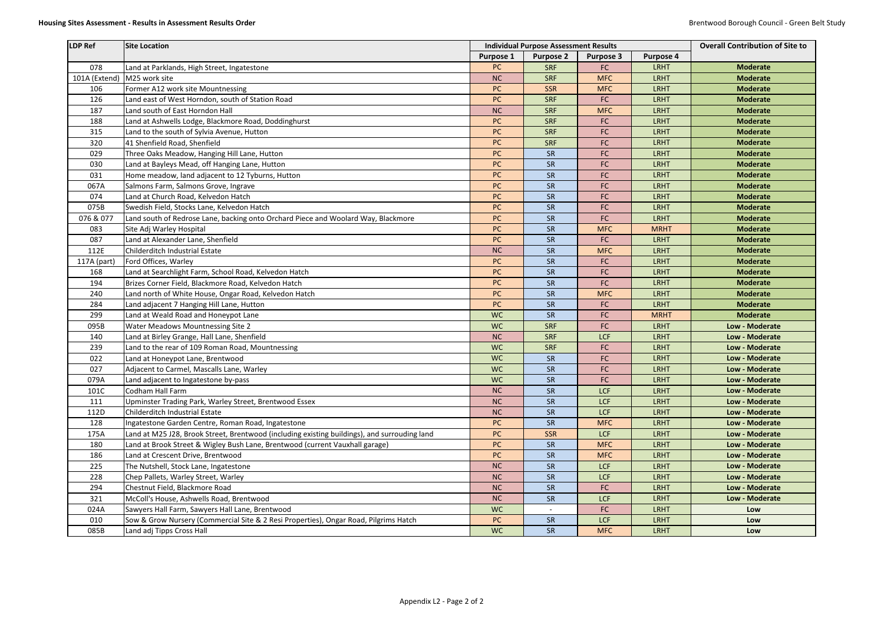| LDP Ref | Site Location | Individual Purpose Assessment Results | | | | Overall Contribution of Site to |
|---|---|---|---|---|---|---|
| | | Purpose 1 | Purpose 2 | Purpose 3 | Purpose 4 | |
| 078 | Land at Parklands, High Street, Ingatestone | PC | SRF | FC | LRHT | Moderate |
| 101A (Extend) | M25 work site | NC | SRF | MFC | LRHT | Moderate |
| 106 | Former A12 work site Mountnessing | PC | SSR | MFC | LRHT | Moderate |
| 126 | Land east of West Horndon, south of Station Road | PC | SRF | FC | LRHT | Moderate |
| 187 | Land south of East Horndon Hall | NC | SRF | MFC | LRHT | Moderate |
| 188 | Land at Ashwells Lodge, Blackmore Road, Doddinghurst | PC | SRF | FC | LRHT | Moderate |
| 315 | Land to the south of Sylvia Avenue, Hutton | PC | SRF | FC | LRHT | Moderate |
| 320 | 41 Shenfield Road, Shenfield | PC | SRF | FC | LRHT | Moderate |
| 029 | Three Oaks Meadow, Hanging Hill Lane, Hutton | PC | SR | FC | LRHT | Moderate |
| 030 | Land at Bayleys Mead, off Hanging Lane, Hutton | PC | SR | FC | LRHT | Moderate |
| 031 | Home meadow, land adjacent to 12 Tyburns, Hutton | PC | SR | FC | LRHT | Moderate |
| 067A | Salmons Farm, Salmons Grove, Ingrave | PC | SR | FC | LRHT | Moderate |
| 074 | Land at Church Road, Kelvedon Hatch | PC | SR | FC | LRHT | Moderate |
| 075B | Swedish Field, Stocks Lane, Kelvedon Hatch | PC | SR | FC | LRHT | Moderate |
| 076 & 077 | Land south of Redrose Lane, backing onto Orchard Piece and Woolard Way, Blackmore | PC | SR | FC | LRHT | Moderate |
| 083 | Site Adj Warley Hospital | PC | SR | MFC | MRHT | Moderate |
| 087 | Land at Alexander Lane, Shenfield | PC | SR | FC | LRHT | Moderate |
| 112E | Childerditch Industrial Estate | NC | SR | MFC | LRHT | Moderate |
| 117A (part) | Ford Offices, Warley | PC | SR | FC | LRHT | Moderate |
| 168 | Land at Searchlight Farm, School Road, Kelvedon Hatch | PC | SR | FC | LRHT | Moderate |
| 194 | Brizes Corner Field, Blackmore Road, Kelvedon Hatch | PC | SR | FC | LRHT | Moderate |
| 240 | Land north of White House, Ongar Road, Kelvedon Hatch | PC | SR | MFC | LRHT | Moderate |
| 284 | Land adjacent 7 Hanging Hill Lane, Hutton | PC | SR | FC | LRHT | Moderate |
| 299 | Land at Weald Road and Honeypot Lane | WC | SR | FC | MRHT | Moderate |
| 095B | Water Meadows Mountnessing Site 2 | WC | SRF | FC | LRHT | Low - Moderate |
| 140 | Land at Birley Grange, Hall Lane, Shenfield | NC | SRF | LCF | LRHT | Low - Moderate |
| 239 | Land to the rear of 109 Roman Road, Mountnessing | WC | SRF | FC | LRHT | Low - Moderate |
| 022 | Land at Honeypot Lane, Brentwood | WC | SR | FC | LRHT | Low - Moderate |
| 027 | Adjacent to Carmel, Mascalls Lane, Warley | WC | SR | FC | LRHT | Low - Moderate |
| 079A | Land adjacent to Ingatestone by-pass | WC | SR | FC | LRHT | Low - Moderate |
| 101C | Codham Hall Farm | NC | SR | LCF | LRHT | Low - Moderate |
| 111 | Upminster Trading Park, Warley Street, Brentwood Essex | NC | SR | LCF | LRHT | Low - Moderate |
| 112D | Childerditch Industrial Estate | NC | SR | LCF | LRHT | Low - Moderate |
| 128 | Ingatestone Garden Centre, Roman Road, Ingatestone | PC | SR | MFC | LRHT | Low - Moderate |
| 175A | Land at M25 J28, Brook Street, Brentwood (including existing buildings), and surrouding land | PC | SSR | LCF | LRHT | Low - Moderate |
| 180 | Land at Brook Street & Wigley Bush Lane, Brentwood (current Vauxhall garage) | PC | SR | MFC | LRHT | Low - Moderate |
| 186 | Land at Crescent Drive, Brentwood | PC | SR | MFC | LRHT | Low - Moderate |
| 225 | The Nutshell, Stock Lane, Ingatestone | NC | SR | LCF | LRHT | Low - Moderate |
| 228 | Chep Pallets, Warley Street, Warley | NC | SR | LCF | LRHT | Low - Moderate |
| 294 | Chestnut Field, Blackmore Road | NC | SR | FC | LRHT | Low - Moderate |
| 321 | McColl's House, Ashwells Road, Brentwood | NC | SR | LCF | LRHT | Low - Moderate |
| 024A | Sawyers Hall Farm, Sawyers Hall Lane, Brentwood | WC | - | FC | LRHT | Low |
| 010 | Sow & Grow Nursery (Commercial Site & 2 Resi Properties), Ongar Road, Pilgrims Hatch | PC | SR | LCF | LRHT | Low |
| 085B | Land adj Tipps Cross Hall | WC | SR | MFC | LRHT | Low |